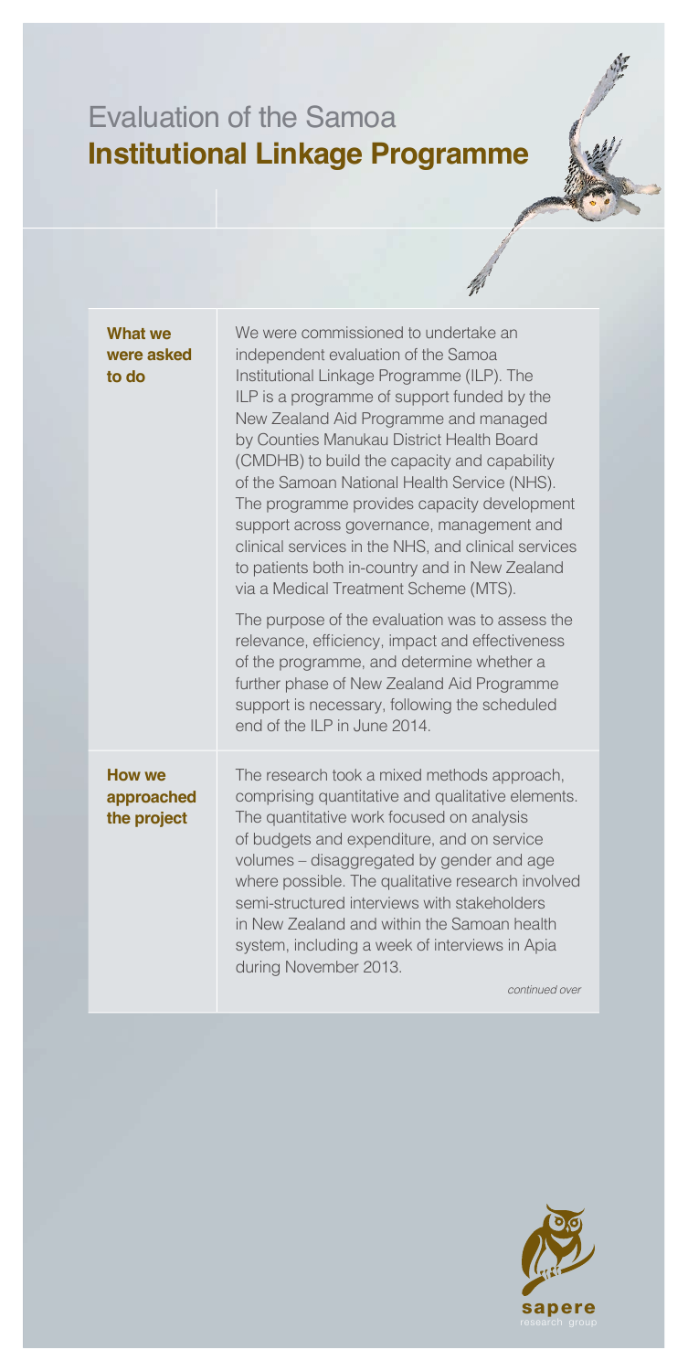# Evaluation of the Samoa **Institutional Linkage Programme**

## What we were asked to do

We were commissioned to undertake an independent evaluation of the Samoa Institutional Linkage Programme (ILP). The ILP is a programme of support funded by the New Zealand Aid Programme and managed by Counties Manukau District Health Board (CMDHB) to build the capacity and capability of the Samoan National Health Service (NHS). The programme provides capacity development support across governance, management and clinical services in the NHS, and clinical services to patients both in-country and in New Zealand via a Medical Treatment Scheme (MTS).

The purpose of the evaluation was to assess the relevance, efficiency, impact and effectiveness of the programme, and determine whether a further phase of New Zealand Aid Programme support is necessary, following the scheduled end of the ILP in June 2014.

## How we approached the project

The research took a mixed methods approach, comprising quantitative and qualitative elements. The quantitative work focused on analysis of budgets and expenditure, and on service volumes – disaggregated by gender and age where possible. The qualitative research involved semi-structured interviews with stakeholders in New Zealand and within the Samoan health system, including a week of interviews in Apia during November 2013.

*continued over*

sapere research group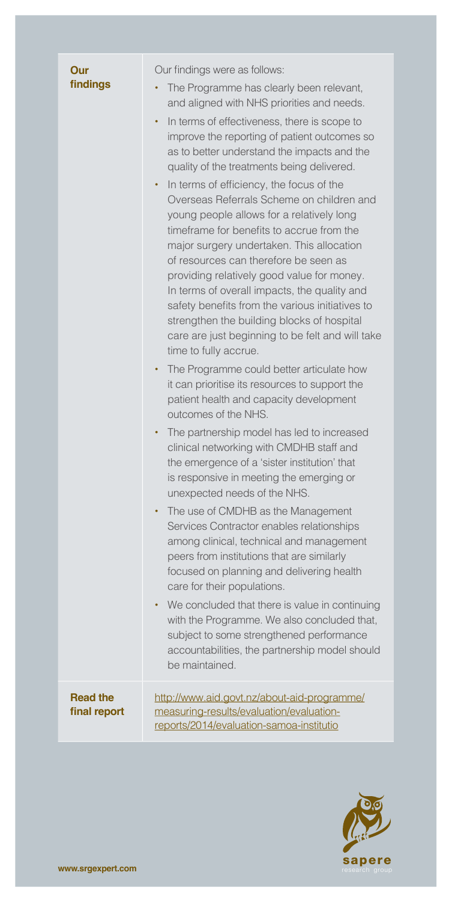**Our findings**

Our findings were as follows:

- The Programme has clearly been relevant, and aligned with NHS priorities and needs.
- In terms of effectiveness, there is scope to improve the reporting of patient outcomes so as to better understand the impacts and the quality of the treatments being delivered.
- In terms of efficiency, the focus of the Overseas Referrals Scheme on children and young people allows for a relatively long timeframe for benefits to accrue from the major surgery undertaken. This allocation of resources can therefore be seen as providing relatively good value for money. In terms of overall impacts, the quality and safety benefits from the various initiatives to strengthen the building blocks of hospital care are just beginning to be felt and will take time to fully accrue.
- The Programme could better articulate how it can prioritise its resources to support the patient health and capacity development outcomes of the NHS.
- The partnership model has led to increased clinical networking with CMDHB staff and the emergence of a 'sister institution' that is responsive in meeting the emerging or unexpected needs of the NHS.
- The use of CMDHB as the Management Services Contractor enables relationships among clinical, technical and management peers from institutions that are similarly focused on planning and delivering health care for their populations.
- We concluded that there is value in continuing with the Programme. We also concluded that, subject to some strengthened performance accountabilities, the partnership model should be maintained.

**Read the final report**

http://www.aid.govt.nz/about-aid-programme/measuring-results/evaluation/evaluation-reports/2014/evaluation-samoa-institutio

www.srgexpert.com

sapere research group